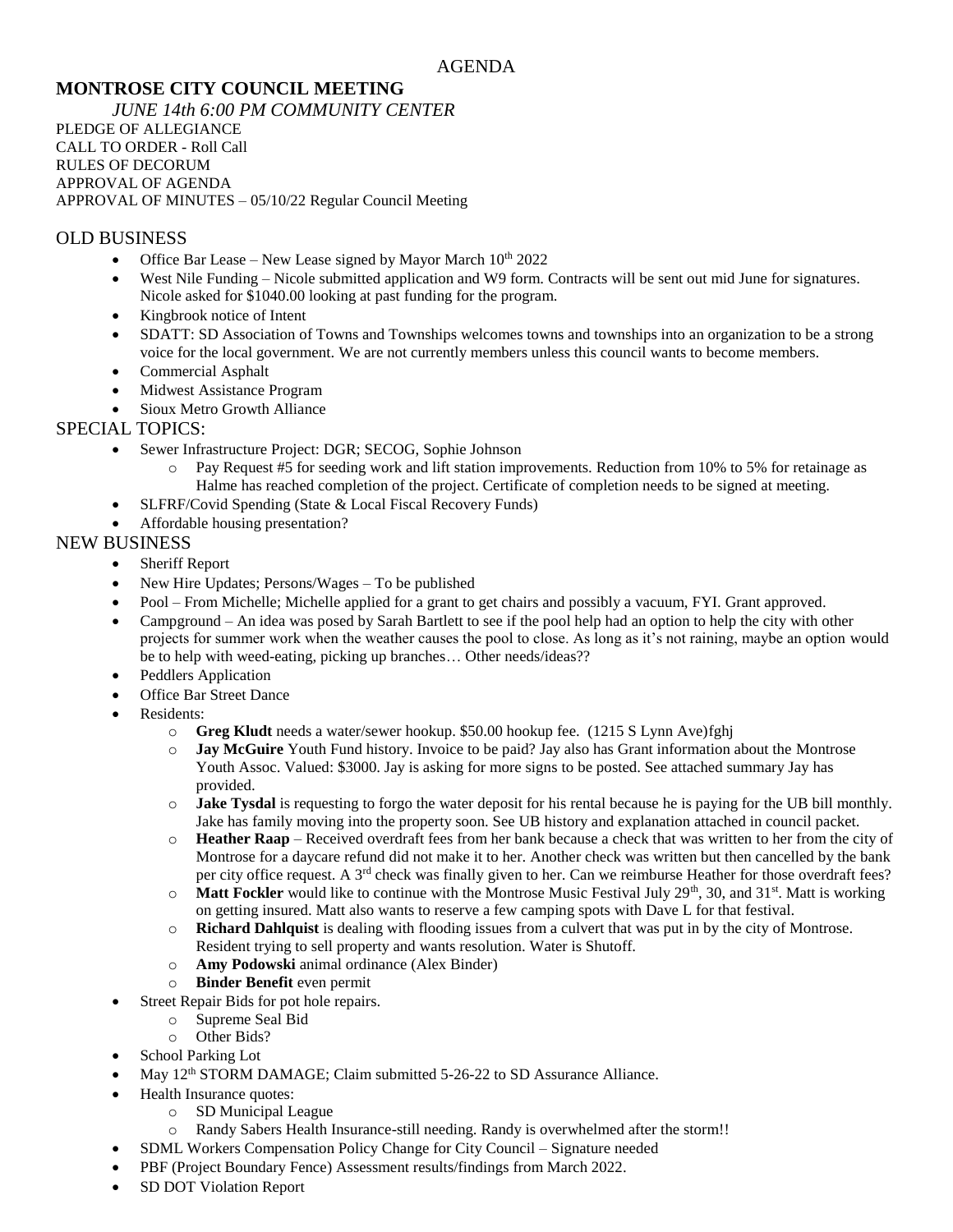AGENDA

# MONTROSE CITY COUNCIL MEETING

*JUNE 14th 6:00 PM COMMUNITY CENTER*

PLEDGE OF ALLEGIANCE
CALL TO ORDER - Roll Call
RULES OF DECORUM
APPROVAL OF AGENDA
APPROVAL OF MINUTES – 05/10/22 Regular Council Meeting

## OLD BUSINESS

- Office Bar Lease – New Lease signed by Mayor March 10th 2022
- West Nile Funding – Nicole submitted application and W9 form. Contracts will be sent out mid June for signatures. Nicole asked for $1040.00 looking at past funding for the program.
- Kingbrook notice of Intent
- SDATT: SD Association of Towns and Townships welcomes towns and townships into an organization to be a strong voice for the local government. We are not currently members unless this council wants to become members.
- Commercial Asphalt
- Midwest Assistance Program
- Sioux Metro Growth Alliance

## SPECIAL TOPICS:

- Sewer Infrastructure Project: DGR; SECOG, Sophie Johnson
  - Pay Request #5 for seeding work and lift station improvements. Reduction from 10% to 5% for retainage as Halme has reached completion of the project. Certificate of completion needs to be signed at meeting.
- SLFRF/Covid Spending (State & Local Fiscal Recovery Funds)
- Affordable housing presentation?

## NEW BUSINESS

- Sheriff Report
- New Hire Updates; Persons/Wages – To be published
- Pool – From Michelle; Michelle applied for a grant to get chairs and possibly a vacuum, FYI. Grant approved.
- Campground – An idea was posed by Sarah Bartlett to see if the pool help had an option to help the city with other projects for summer work when the weather causes the pool to close. As long as it's not raining, maybe an option would be to help with weed-eating, picking up branches… Other needs/ideas??
- Peddlers Application
- Office Bar Street Dance
- Residents:
  - **Greg Kludt** needs a water/sewer hookup. $50.00 hookup fee. (1215 S Lynn Ave)fghj
  - **Jay McGuire** Youth Fund history. Invoice to be paid? Jay also has Grant information about the Montrose Youth Assoc. Valued: $3000. Jay is asking for more signs to be posted. See attached summary Jay has provided.
  - **Jake Tysdal** is requesting to forgo the water deposit for his rental because he is paying for the UB bill monthly. Jake has family moving into the property soon. See UB history and explanation attached in council packet.
  - **Heather Raap** – Received overdraft fees from her bank because a check that was written to her from the city of Montrose for a daycare refund did not make it to her. Another check was written but then cancelled by the bank per city office request. A 3rd check was finally given to her. Can we reimburse Heather for those overdraft fees?
  - **Matt Fockler** would like to continue with the Montrose Music Festival July 29th, 30, and 31st. Matt is working on getting insured. Matt also wants to reserve a few camping spots with Dave L for that festival.
  - **Richard Dahlquist** is dealing with flooding issues from a culvert that was put in by the city of Montrose. Resident trying to sell property and wants resolution. Water is Shutoff.
  - **Amy Podowski** animal ordinance (Alex Binder)
  - **Binder Benefit** even permit
- Street Repair Bids for pot hole repairs.
  - Supreme Seal Bid
  - Other Bids?
- School Parking Lot
- May 12th STORM DAMAGE; Claim submitted 5-26-22 to SD Assurance Alliance.
- Health Insurance quotes:
  - SD Municipal League
  - Randy Sabers Health Insurance-still needing. Randy is overwhelmed after the storm!!
- SDML Workers Compensation Policy Change for City Council – Signature needed
- PBF (Project Boundary Fence) Assessment results/findings from March 2022.
- SD DOT Violation Report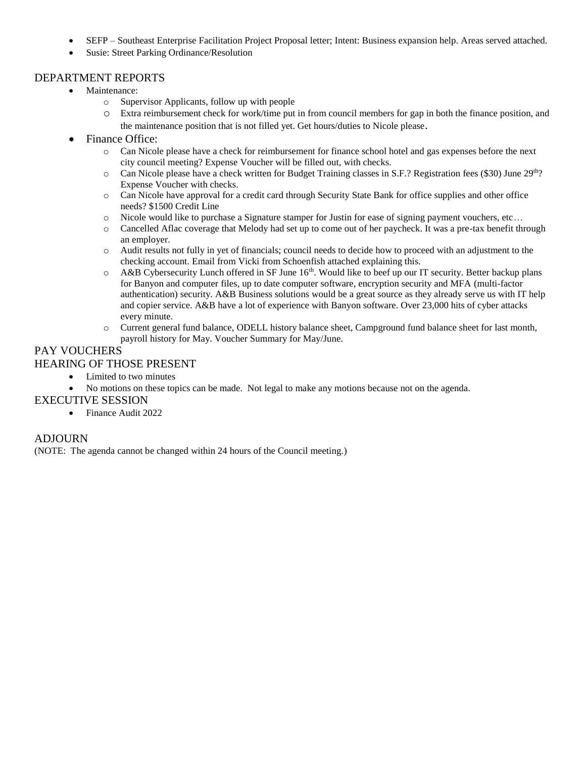- SEFP – Southeast Enterprise Facilitation Project Proposal letter; Intent: Business expansion help. Areas served attached.
- Susie: Street Parking Ordinance/Resolution

## DEPARTMENT REPORTS

- Maintenance:
  - Supervisor Applicants, follow up with people
  - Extra reimbursement check for work/time put in from council members for gap in both the finance position, and the maintenance position that is not filled yet. Get hours/duties to Nicole please.
- Finance Office:
  - Can Nicole please have a check for reimbursement for finance school hotel and gas expenses before the next city council meeting? Expense Voucher will be filled out, with checks.
  - Can Nicole please have a check written for Budget Training classes in S.F.? Registration fees ($30) June 29th? Expense Voucher with checks.
  - Can Nicole have approval for a credit card through Security State Bank for office supplies and other office needs? $1500 Credit Line
  - Nicole would like to purchase a Signature stamper for Justin for ease of signing payment vouchers, etc…
  - Cancelled Aflac coverage that Melody had set up to come out of her paycheck. It was a pre-tax benefit through an employer.
  - Audit results not fully in yet of financials; council needs to decide how to proceed with an adjustment to the checking account. Email from Vicki from Schoenfish attached explaining this.
  - A&B Cybersecurity Lunch offered in SF June 16th. Would like to beef up our IT security. Better backup plans for Banyon and computer files, up to date computer software, encryption security and MFA (multi-factor authentication) security. A&B Business solutions would be a great source as they already serve us with IT help and copier service. A&B have a lot of experience with Banyon software. Over 23,000 hits of cyber attacks every minute.
  - Current general fund balance, ODELL history balance sheet, Campground fund balance sheet for last month, payroll history for May. Voucher Summary for May/June.

## PAY VOUCHERS

## HEARING OF THOSE PRESENT

- Limited to two minutes
- No motions on these topics can be made. Not legal to make any motions because not on the agenda.

## EXECUTIVE SESSION

- Finance Audit 2022

## ADJOURN

(NOTE: The agenda cannot be changed within 24 hours of the Council meeting.)